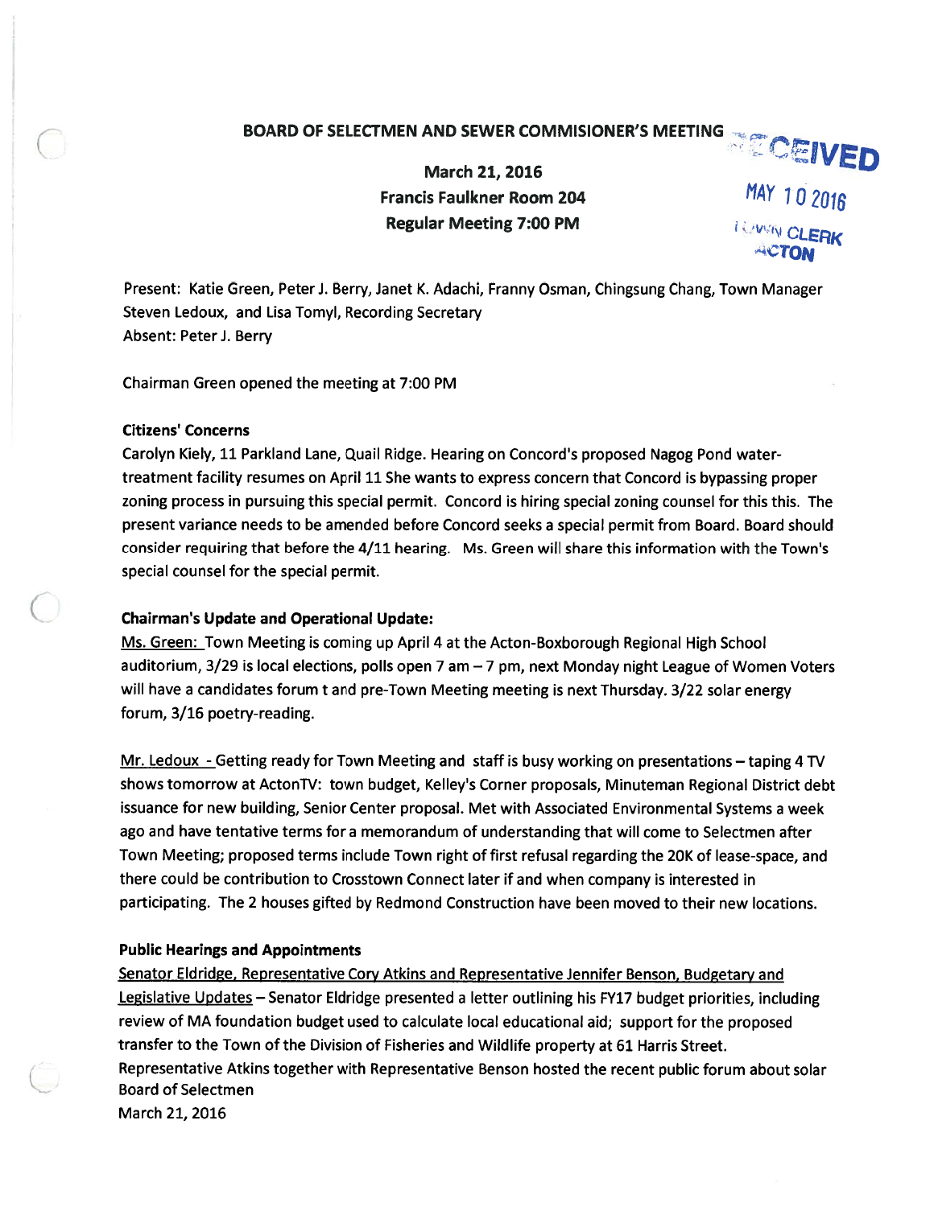# BOARD OF SELECTMEN AND SEWER COMMISIONER'S MEETING

**March 21, 2016**
**Francis Faulkner Room 204**
**Regular Meeting 7:00 PM**

RECEIVED
MAY 10 2016
TOWN CLERK
ACTON

Present: Katie Green, Peter J. Berry, Janet K. Adachi, Franny Osman, Chingsung Chang, Town Manager Steven Ledoux, and Lisa Tomyl, Recording Secretary
Absent: Peter J. Berry

Chairman Green opened the meeting at 7:00 PM

**Citizens' Concerns**

Carolyn Kiely, 11 Parkland Lane, Quail Ridge. Hearing on Concord's proposed Nagog Pond water-treatment facility resumes on April 11 She wants to express concern that Concord is bypassing proper zoning process in pursuing this special permit. Concord is hiring special zoning counsel for this this. The present variance needs to be amended before Concord seeks a special permit from Board. Board should consider requiring that before the 4/11 hearing. Ms. Green will share this information with the Town's special counsel for the special permit.

**Chairman's Update and Operational Update:**

Ms. Green: Town Meeting is coming up April 4 at the Acton-Boxborough Regional High School auditorium, 3/29 is local elections, polls open 7 am – 7 pm, next Monday night League of Women Voters will have a candidates forum t and pre-Town Meeting meeting is next Thursday. 3/22 solar energy forum, 3/16 poetry-reading.

Mr. Ledoux - Getting ready for Town Meeting and staff is busy working on presentations – taping 4 TV shows tomorrow at ActonTV: town budget, Kelley's Corner proposals, Minuteman Regional District debt issuance for new building, Senior Center proposal. Met with Associated Environmental Systems a week ago and have tentative terms for a memorandum of understanding that will come to Selectmen after Town Meeting; proposed terms include Town right of first refusal regarding the 20K of lease-space, and there could be contribution to Crosstown Connect later if and when company is interested in participating. The 2 houses gifted by Redmond Construction have been moved to their new locations.

**Public Hearings and Appointments**

Senator Eldridge, Representative Cory Atkins and Representative Jennifer Benson, Budgetary and Legislative Updates – Senator Eldridge presented a letter outlining his FY17 budget priorities, including review of MA foundation budget used to calculate local educational aid; support for the proposed transfer to the Town of the Division of Fisheries and Wildlife property at 61 Harris Street. Representative Atkins together with Representative Benson hosted the recent public forum about solar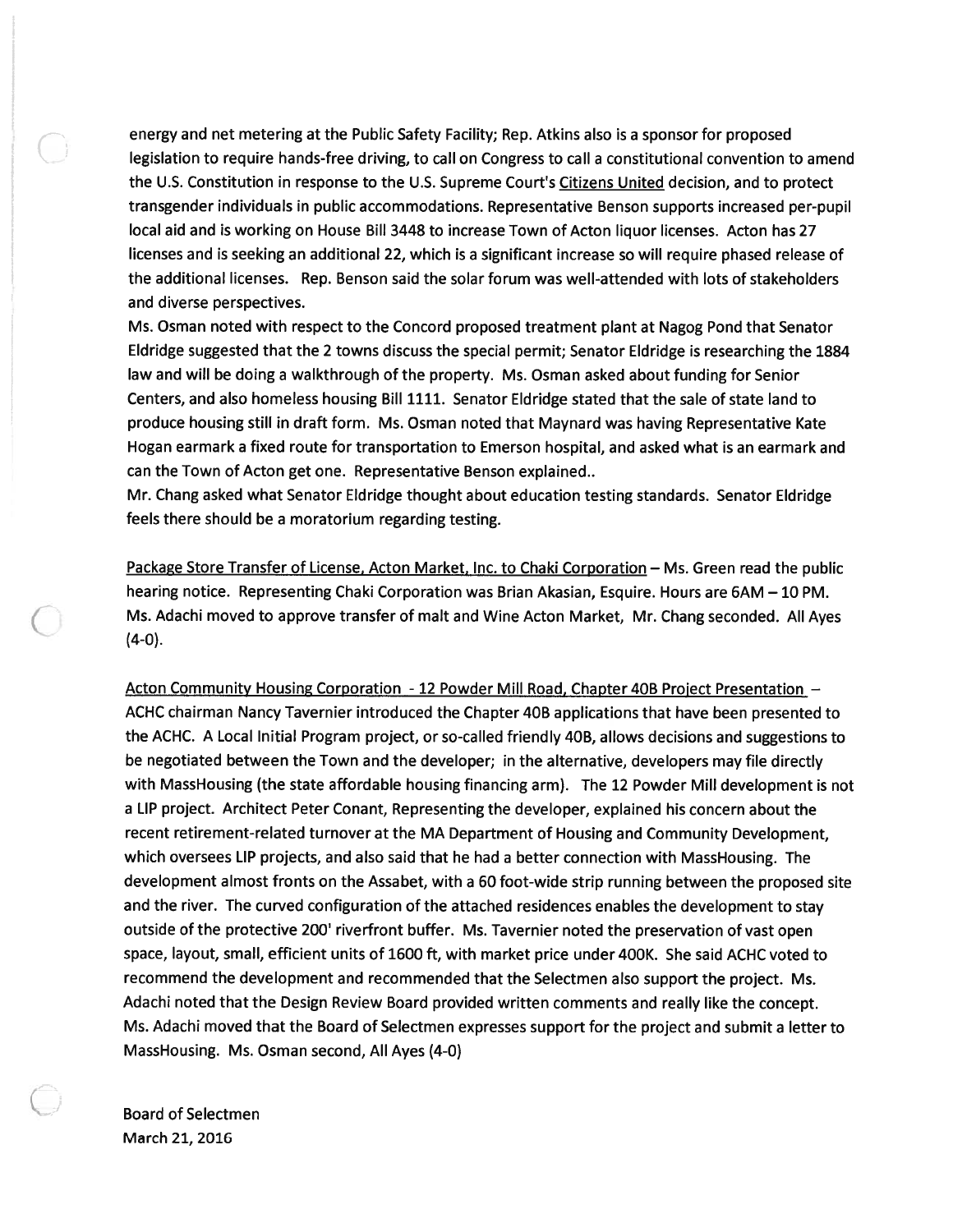energy and net metering at the Public Safety Facility; Rep. Atkins also is a sponsor for proposed legislation to require hands-free driving, to call on Congress to call a constitutional convention to amend the U.S. Constitution in response to the U.S. Supreme Court's Citizens United decision, and to protect transgender individuals in public accommodations. Representative Benson supports increased per-pupil local aid and is working on House Bill 3448 to increase Town of Acton liquor licenses. Acton has 27 licenses and is seeking an additional 22, which is a significant increase so will require phased release of the additional licenses. Rep. Benson said the solar forum was well-attended with lots of stakeholders and diverse perspectives.

Ms. Osman noted with respect to the Concord proposed treatment plant at Nagog Pond that Senator Eldridge suggested that the 2 towns discuss the special permit; Senator Eldridge is researching the 1884 law and will be doing a walkthrough of the property. Ms. Osman asked about funding for Senior Centers, and also homeless housing Bill 1111. Senator Eldridge stated that the sale of state land to produce housing still in draft form. Ms. Osman noted that Maynard was having Representative Kate Hogan earmark a fixed route for transportation to Emerson hospital, and asked what is an earmark and can the Town of Acton get one. Representative Benson explained..

Mr. Chang asked what Senator Eldridge thought about education testing standards. Senator Eldridge feels there should be a moratorium regarding testing.

Package Store Transfer of License, Acton Market, Inc. to Chaki Corporation – Ms. Green read the public hearing notice. Representing Chaki Corporation was Brian Akasian, Esquire. Hours are 6AM – 10 PM. Ms. Adachi moved to approve transfer of malt and Wine Acton Market, Mr. Chang seconded. All Ayes (4-0).

Acton Community Housing Corporation - 12 Powder Mill Road, Chapter 40B Project Presentation – ACHC chairman Nancy Tavernier introduced the Chapter 40B applications that have been presented to the ACHC. A Local Initial Program project, or so-called friendly 40B, allows decisions and suggestions to be negotiated between the Town and the developer; in the alternative, developers may file directly with MassHousing (the state affordable housing financing arm). The 12 Powder Mill development is not a LIP project. Architect Peter Conant, Representing the developer, explained his concern about the recent retirement-related turnover at the MA Department of Housing and Community Development, which oversees LIP projects, and also said that he had a better connection with MassHousing. The development almost fronts on the Assabet, with a 60 foot-wide strip running between the proposed site and the river. The curved configuration of the attached residences enables the development to stay outside of the protective 200' riverfront buffer. Ms. Tavernier noted the preservation of vast open space, layout, small, efficient units of 1600 ft, with market price under 400K. She said ACHC voted to recommend the development and recommended that the Selectmen also support the project. Ms. Adachi noted that the Design Review Board provided written comments and really like the concept. Ms. Adachi moved that the Board of Selectmen expresses support for the project and submit a letter to MassHousing. Ms. Osman second, All Ayes (4-0)

Board of Selectmen
March 21, 2016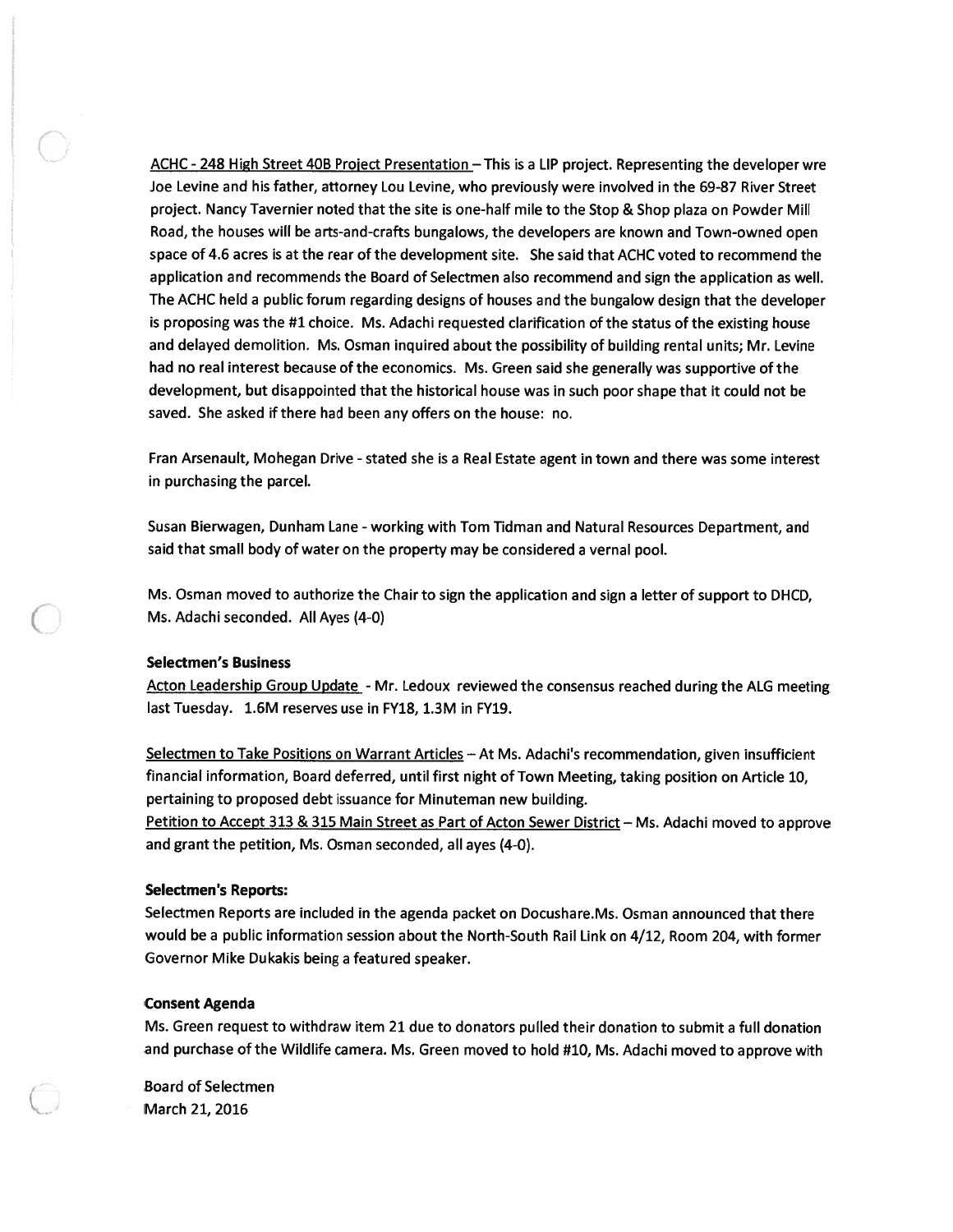ACHC - 248 High Street 40B Project Presentation – This is a LIP project. Representing the developer wre Joe Levine and his father, attorney Lou Levine, who previously were involved in the 69-87 River Street project. Nancy Tavernier noted that the site is one-half mile to the Stop & Shop plaza on Powder Mill Road, the houses will be arts-and-crafts bungalows, the developers are known and Town-owned open space of 4.6 acres is at the rear of the development site. She said that ACHC voted to recommend the application and recommends the Board of Selectmen also recommend and sign the application as well. The ACHC held a public forum regarding designs of houses and the bungalow design that the developer is proposing was the #1 choice. Ms. Adachi requested clarification of the status of the existing house and delayed demolition. Ms. Osman inquired about the possibility of building rental units; Mr. Levine had no real interest because of the economics. Ms. Green said she generally was supportive of the development, but disappointed that the historical house was in such poor shape that it could not be saved. She asked if there had been any offers on the house: no.

Fran Arsenault, Mohegan Drive - stated she is a Real Estate agent in town and there was some interest in purchasing the parcel.

Susan Bierwagen, Dunham Lane - working with Tom Tidman and Natural Resources Department, and said that small body of water on the property may be considered a vernal pool.

Ms. Osman moved to authorize the Chair to sign the application and sign a letter of support to DHCD, Ms. Adachi seconded. All Ayes (4-0)

**Selectmen's Business**

Acton Leadership Group Update - Mr. Ledoux reviewed the consensus reached during the ALG meeting last Tuesday. 1.6M reserves use in FY18, 1.3M in FY19.

Selectmen to Take Positions on Warrant Articles – At Ms. Adachi's recommendation, given insufficient financial information, Board deferred, until first night of Town Meeting, taking position on Article 10, pertaining to proposed debt issuance for Minuteman new building.

Petition to Accept 313 & 315 Main Street as Part of Acton Sewer District – Ms. Adachi moved to approve and grant the petition, Ms. Osman seconded, all ayes (4-0).

**Selectmen's Reports:**

Selectmen Reports are included in the agenda packet on Docushare.Ms. Osman announced that there would be a public information session about the North-South Rail Link on 4/12, Room 204, with former Governor Mike Dukakis being a featured speaker.

**Consent Agenda**

Ms. Green request to withdraw item 21 due to donators pulled their donation to submit a full donation and purchase of the Wildlife camera. Ms. Green moved to hold #10, Ms. Adachi moved to approve with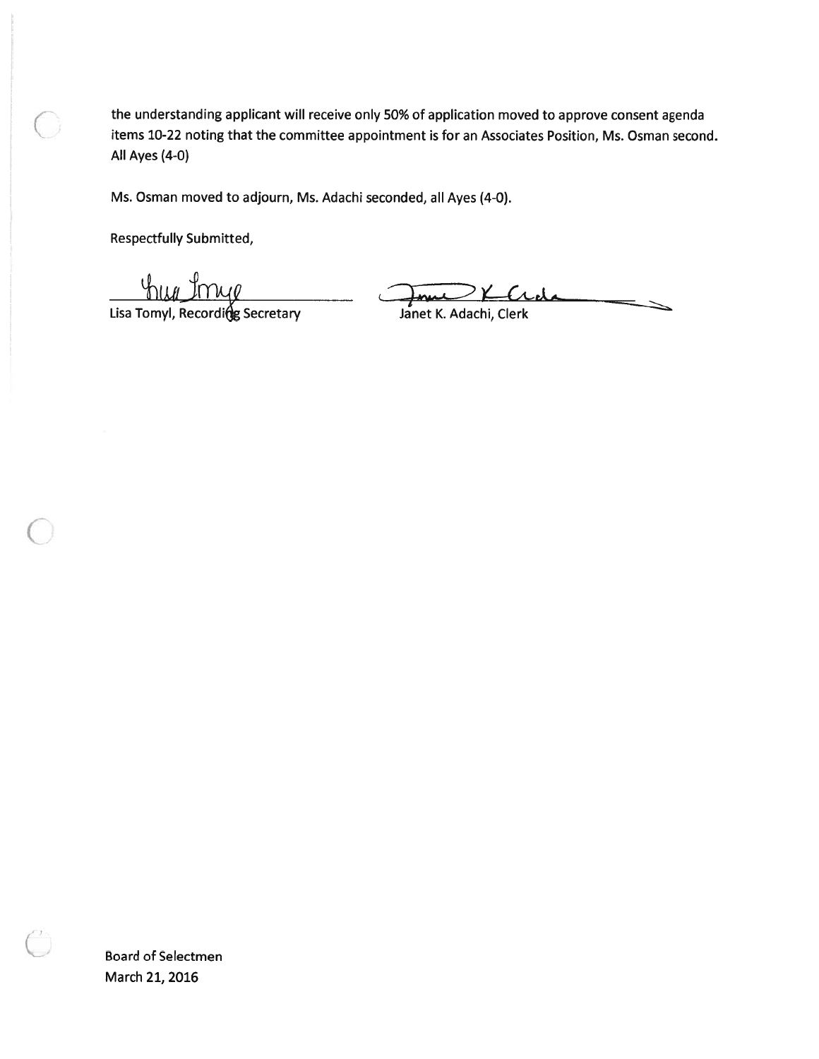the understanding applicant will receive only 50% of application moved to approve consent agenda items 10-22 noting that the committee appointment is for an Associates Position, Ms. Osman second. All Ayes (4-0)

Ms. Osman moved to adjourn, Ms. Adachi seconded, all Ayes (4-0).

Respectfully Submitted,

Lisa Tomyl, Recording Secretary

Janet K. Adachi, Clerk

Board of Selectmen
March 21, 2016